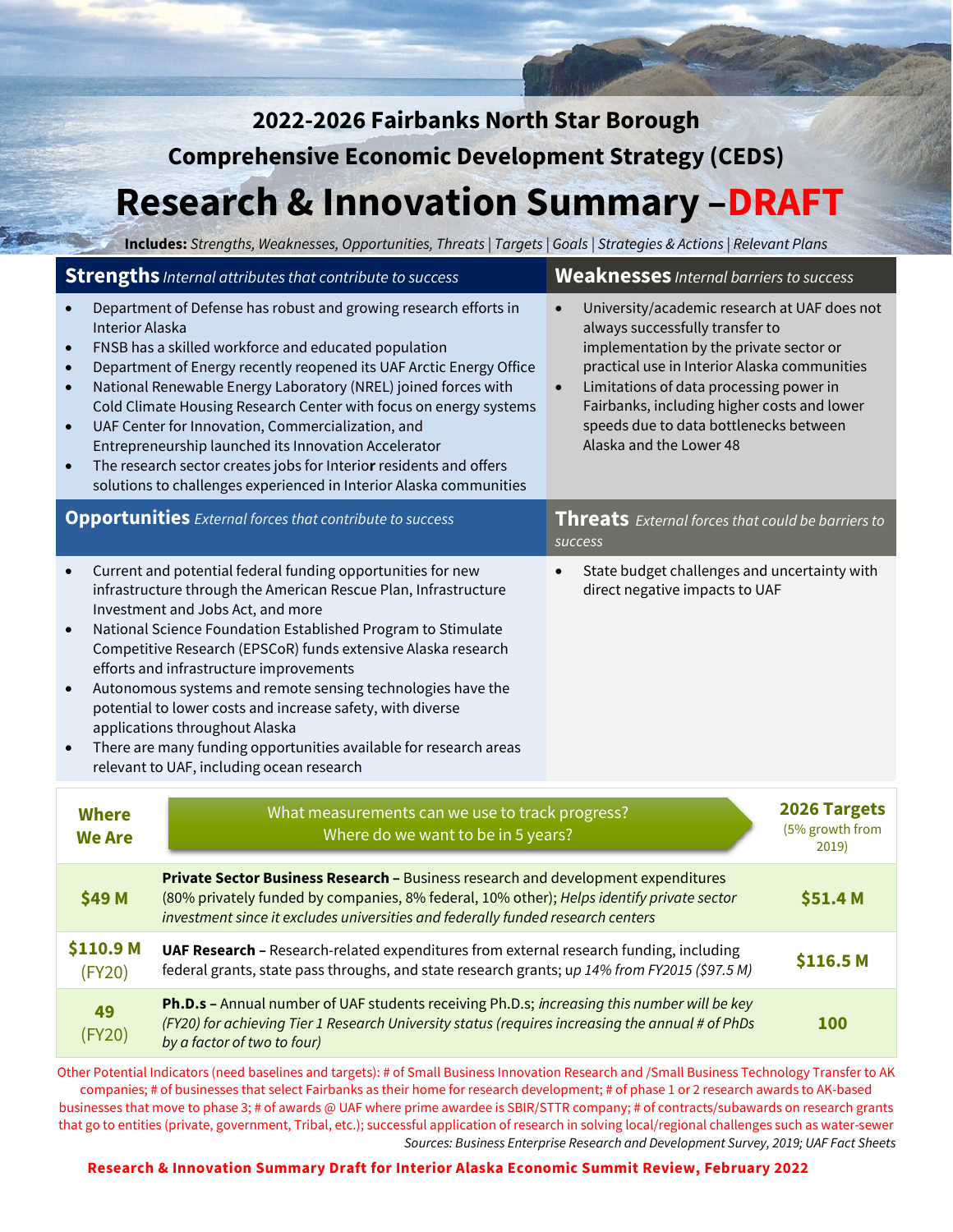# 2022-2026 Fairbanks North Star Borough

## Comprehensive Economic Development Strategy (CEDS)

# Research & Innovation Summary –DRAFT

**Includes:** *Strengths, Weaknesses, Opportunities, Threats | Targets | Goals | Strategies & Actions | Relevant Plans*

## Strengths *Internal attributes that contribute to success*

- Department of Defense has robust and growing research efforts in Interior Alaska
- FNSB has a skilled workforce and educated population
- Department of Energy recently reopened its UAF Arctic Energy Office
- National Renewable Energy Laboratory (NREL) joined forces with Cold Climate Housing Research Center with focus on energy systems
- UAF Center for Innovation, Commercialization, and Entrepreneurship launched its Innovation Accelerator
- The research sector creates jobs for Interior residents and offers solutions to challenges experienced in Interior Alaska communities

## Weaknesses *Internal barriers to success*

- University/academic research at UAF does not always successfully transfer to implementation by the private sector or practical use in Interior Alaska communities
- Limitations of data processing power in Fairbanks, including higher costs and lower speeds due to data bottlenecks between Alaska and the Lower 48

## Opportunities *External forces that contribute to success*

- Current and potential federal funding opportunities for new infrastructure through the American Rescue Plan, Infrastructure Investment and Jobs Act, and more
- National Science Foundation Established Program to Stimulate Competitive Research (EPSCoR) funds extensive Alaska research efforts and infrastructure improvements
- Autonomous systems and remote sensing technologies have the potential to lower costs and increase safety, with diverse applications throughout Alaska
- There are many funding opportunities available for research areas relevant to UAF, including ocean research

## Threats *External forces that could be barriers to success*

- State budget challenges and uncertainty with direct negative impacts to UAF

| Where We Are | What measurements can we use to track progress? Where do we want to be in 5 years? | 2026 Targets (5% growth from 2019) |
|---|---|---|
| $49 M | **Private Sector Business Research –** Business research and development expenditures (80% privately funded by companies, 8% federal, 10% other); *Helps identify private sector investment since it excludes universities and federally funded research centers* | $51.4 M |
| $110.9 M (FY20) | **UAF Research –** Research-related expenditures from external research funding, including federal grants, state pass throughs, and state research grants; up *14% from FY2015 ($97.5 M)* | $116.5 M |
| 49 (FY20) | **Ph.D.s –** Annual number of UAF students receiving Ph.D.s; *increasing this number will be key (FY20) for achieving Tier 1 Research University status (requires increasing the annual # of PhDs by a factor of two to four)* | 100 |

Other Potential Indicators (need baselines and targets): # of Small Business Innovation Research and /Small Business Technology Transfer to AK companies; # of businesses that select Fairbanks as their home for research development; # of phase 1 or 2 research awards to AK-based businesses that move to phase 3; # of awards @ UAF where prime awardee is SBIR/STTR company; # of contracts/subawards on research grants that go to entities (private, government, Tribal, etc.); successful application of research in solving local/regional challenges such as water-sewer

*Sources: Business Enterprise Research and Development Survey, 2019; UAF Fact Sheets*

**Research & Innovation Summary Draft for Interior Alaska Economic Summit Review, February 2022**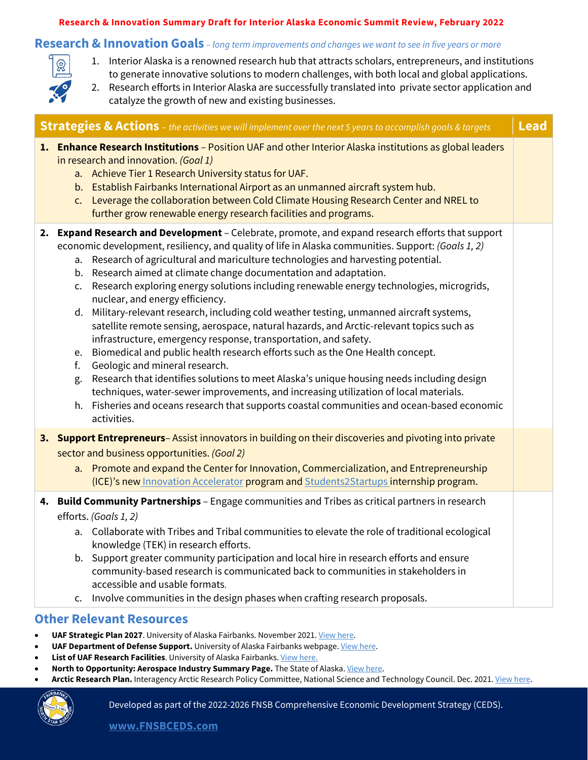**Research & Innovation Summary Draft for Interior Alaska Economic Summit Review, February 2022**

## Research & Innovation Goals – *long term improvements and changes we want to see in five years or more*

1. Interior Alaska is a renowned research hub that attracts scholars, entrepreneurs, and institutions to generate innovative solutions to modern challenges, with both local and global applications.
2. Research efforts in Interior Alaska are successfully translated into private sector application and catalyze the growth of new and existing businesses.

| **Strategies & Actions** – *the activities we will implement over the next 5 years to accomplish goals & targets* | **Lead** |
|---|---|
| **1. Enhance Research Institutions** – Position UAF and other Interior Alaska institutions as global leaders in research and innovation. *(Goal 1)*<br>a. Achieve Tier 1 Research University status for UAF.<br>b. Establish Fairbanks International Airport as an unmanned aircraft system hub.<br>c. Leverage the collaboration between Cold Climate Housing Research Center and NREL to further grow renewable energy research facilities and programs. | |
| **2. Expand Research and Development** – Celebrate, promote, and expand research efforts that support economic development, resiliency, and quality of life in Alaska communities. Support: *(Goals 1, 2)*<br>a. Research of agricultural and mariculture technologies and harvesting potential.<br>b. Research aimed at climate change documentation and adaptation.<br>c. Research exploring energy solutions including renewable energy technologies, microgrids, nuclear, and energy efficiency.<br>d. Military-relevant research, including cold weather testing, unmanned aircraft systems, satellite remote sensing, aerospace, natural hazards, and Arctic-relevant topics such as infrastructure, emergency response, transportation, and safety.<br>e. Biomedical and public health research efforts such as the One Health concept.<br>f. Geologic and mineral research.<br>g. Research that identifies solutions to meet Alaska's unique housing needs including design techniques, water-sewer improvements, and increasing utilization of local materials.<br>h. Fisheries and oceans research that supports coastal communities and ocean-based economic activities. | |
| **3. Support Entrepreneurs**– Assist innovators in building on their discoveries and pivoting into private sector and business opportunities. *(Goal 2)*<br>a. Promote and expand the Center for Innovation, Commercialization, and Entrepreneurship (ICE)'s new Innovation Accelerator program and Students2Startups internship program. | |
| **4. Build Community Partnerships** – Engage communities and Tribes as critical partners in research efforts. *(Goals 1, 2)*<br>a. Collaborate with Tribes and Tribal communities to elevate the role of traditional ecological knowledge (TEK) in research efforts.<br>b. Support greater community participation and local hire in research efforts and ensure community-based research is communicated back to communities in stakeholders in accessible and usable formats.<br>c. Involve communities in the design phases when crafting research proposals. | |

## Other Relevant Resources

- **UAF Strategic Plan 2027**. University of Alaska Fairbanks. November 2021. View here.
- **UAF Department of Defense Support.** University of Alaska Fairbanks webpage. View here.
- **List of UAF Research Facilities**. University of Alaska Fairbanks. View here.
- **North to Opportunity: Aerospace Industry Summary Page.** The State of Alaska. View here.
- **Arctic Research Plan.** Interagency Arctic Research Policy Committee, National Science and Technology Council. Dec. 2021. View here.

Developed as part of the 2022-2026 FNSB Comprehensive Economic Development Strategy (CEDS).

**www.FNSBCEDS.com**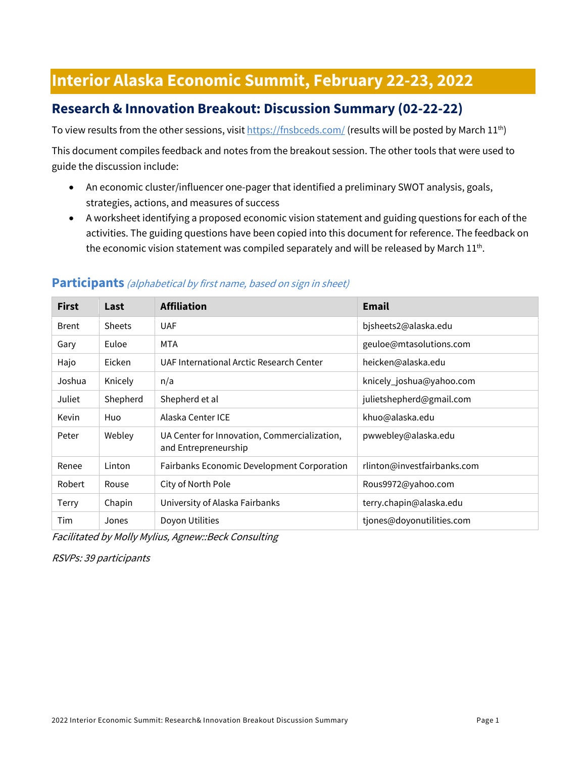# Interior Alaska Economic Summit, February 22-23, 2022

## Research & Innovation Breakout: Discussion Summary (02-22-22)

To view results from the other sessions, visit https://fnsbceds.com/ (results will be posted by March 11th)

This document compiles feedback and notes from the breakout session. The other tools that were used to guide the discussion include:

- An economic cluster/influencer one-pager that identified a preliminary SWOT analysis, goals, strategies, actions, and measures of success
- A worksheet identifying a proposed economic vision statement and guiding questions for each of the activities. The guiding questions have been copied into this document for reference. The feedback on the economic vision statement was compiled separately and will be released by March 11th.

### Participants *(alphabetical by first name, based on sign in sheet)*

| First | Last | Affiliation | Email |
|---|---|---|---|
| Brent | Sheets | UAF | bjsheets2@alaska.edu |
| Gary | Euloe | MTA | geuloe@mtasolutions.com |
| Hajo | Eicken | UAF International Arctic Research Center | heicken@alaska.edu |
| Joshua | Knicely | n/a | knicely_joshua@yahoo.com |
| Juliet | Shepherd | Shepherd et al | julietshepherd@gmail.com |
| Kevin | Huo | Alaska Center ICE | khuo@alaska.edu |
| Peter | Webley | UA Center for Innovation, Commercialization, and Entrepreneurship | pwwebley@alaska.edu |
| Renee | Linton | Fairbanks Economic Development Corporation | rlinton@investfairbanks.com |
| Robert | Rouse | City of North Pole | Rous9972@yahoo.com |
| Terry | Chapin | University of Alaska Fairbanks | terry.chapin@alaska.edu |
| Tim | Jones | Doyon Utilities | tjones@doyonutilities.com |

*Facilitated by Molly Mylius, Agnew::Beck Consulting*

*RSVPs: 39 participants*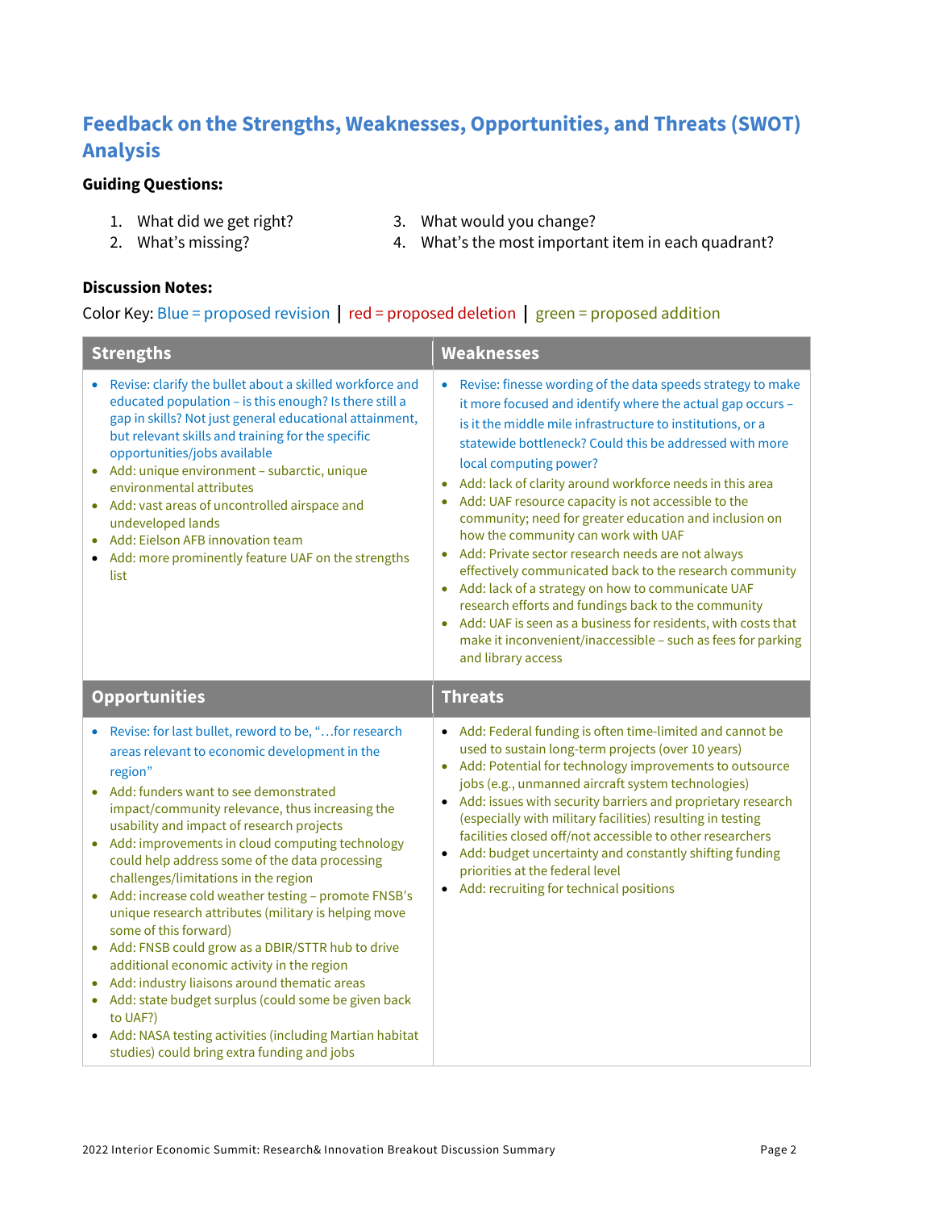## Feedback on the Strengths, Weaknesses, Opportunities, and Threats (SWOT) Analysis

**Guiding Questions:**

1. What did we get right?
2. What's missing?
3. What would you change?
4. What's the most important item in each quadrant?

**Discussion Notes:**

Color Key: Blue = proposed revision | red = proposed deletion | green = proposed addition

| Strengths | Weaknesses |
| --- | --- |
| • Revise: clarify the bullet about a skilled workforce and educated population – is this enough? Is there still a gap in skills? Not just general educational attainment, but relevant skills and training for the specific opportunities/jobs available<br>• Add: unique environment – subarctic, unique environmental attributes<br>• Add: vast areas of uncontrolled airspace and undeveloped lands<br>• Add: Eielson AFB innovation team<br>• Add: more prominently feature UAF on the strengths list | • Revise: finesse wording of the data speeds strategy to make it more focused and identify where the actual gap occurs – is it the middle mile infrastructure to institutions, or a statewide bottleneck? Could this be addressed with more local computing power?<br>• Add: lack of clarity around workforce needs in this area<br>• Add: UAF resource capacity is not accessible to the community; need for greater education and inclusion on how the community can work with UAF<br>• Add: Private sector research needs are not always effectively communicated back to the research community<br>• Add: lack of a strategy on how to communicate UAF research efforts and fundings back to the community<br>• Add: UAF is seen as a business for residents, with costs that make it inconvenient/inaccessible – such as fees for parking and library access |

| Opportunities | Threats |
| --- | --- |
| • Revise: for last bullet, reword to be, "…for research areas relevant to economic development in the region"<br>• Add: funders want to see demonstrated impact/community relevance, thus increasing the usability and impact of research projects<br>• Add: improvements in cloud computing technology could help address some of the data processing challenges/limitations in the region<br>• Add: increase cold weather testing – promote FNSB's unique research attributes (military is helping move some of this forward)<br>• Add: FNSB could grow as a DBIR/STTR hub to drive additional economic activity in the region<br>• Add: industry liaisons around thematic areas<br>• Add: state budget surplus (could some be given back to UAF?)<br>• Add: NASA testing activities (including Martian habitat studies) could bring extra funding and jobs | • Add: Federal funding is often time-limited and cannot be used to sustain long-term projects (over 10 years)<br>• Add: Potential for technology improvements to outsource jobs (e.g., unmanned aircraft system technologies)<br>• Add: issues with security barriers and proprietary research (especially with military facilities) resulting in testing facilities closed off/not accessible to other researchers<br>• Add: budget uncertainty and constantly shifting funding priorities at the federal level<br>• Add: recruiting for technical positions |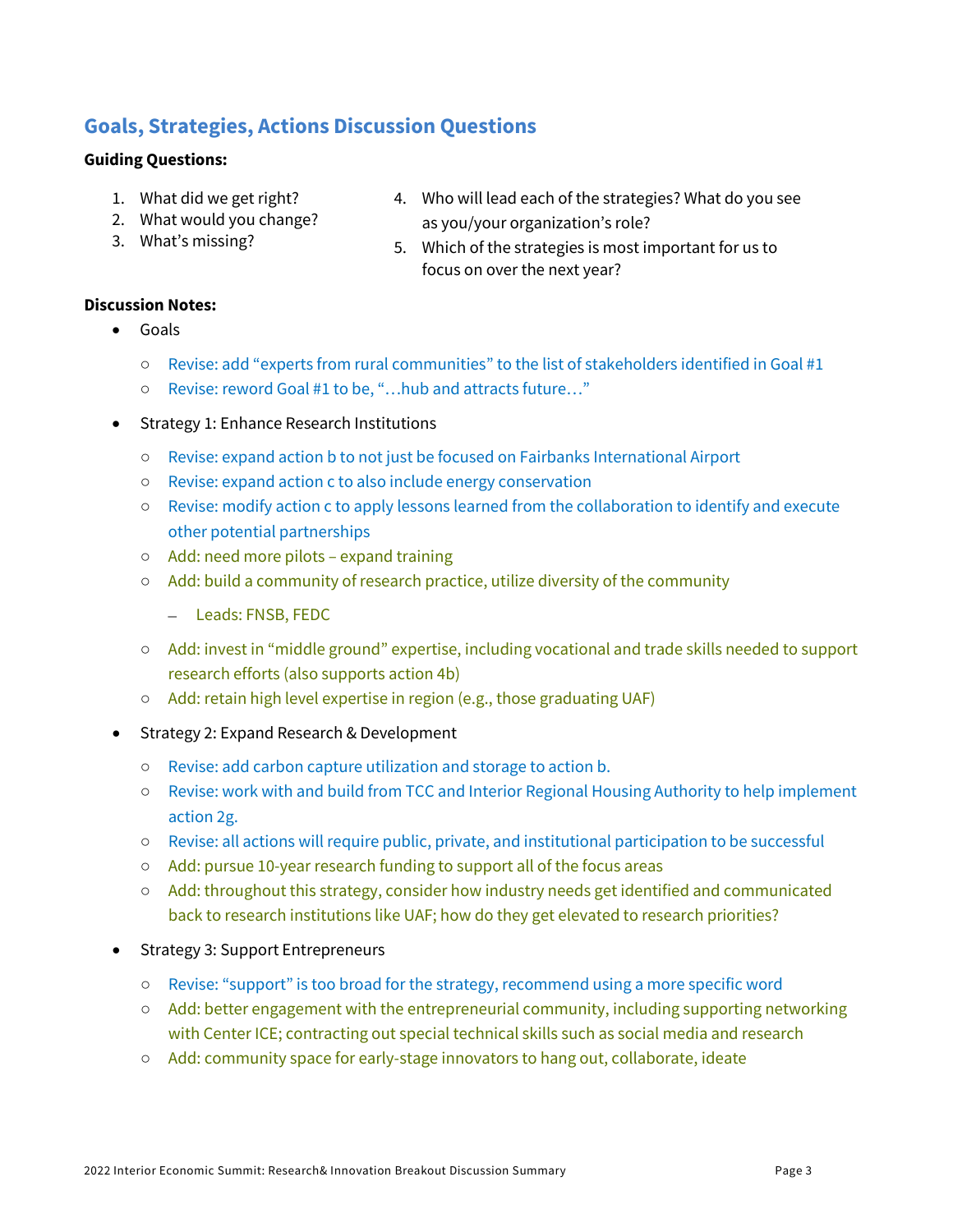## Goals, Strategies, Actions Discussion Questions

**Guiding Questions:**

1. What did we get right?
2. What would you change?
3. What's missing?
4. Who will lead each of the strategies? What do you see as you/your organization's role?
5. Which of the strategies is most important for us to focus on over the next year?

**Discussion Notes:**

- Goals
  - Revise: add "experts from rural communities" to the list of stakeholders identified in Goal #1
  - Revise: reword Goal #1 to be, "…hub and attracts future…"
- Strategy 1: Enhance Research Institutions
  - Revise: expand action b to not just be focused on Fairbanks International Airport
  - Revise: expand action c to also include energy conservation
  - Revise: modify action c to apply lessons learned from the collaboration to identify and execute other potential partnerships
  - Add: need more pilots – expand training
  - Add: build a community of research practice, utilize diversity of the community
    - Leads: FNSB, FEDC
  - Add: invest in "middle ground" expertise, including vocational and trade skills needed to support research efforts (also supports action 4b)
  - Add: retain high level expertise in region (e.g., those graduating UAF)
- Strategy 2: Expand Research & Development
  - Revise: add carbon capture utilization and storage to action b.
  - Revise: work with and build from TCC and Interior Regional Housing Authority to help implement action 2g.
  - Revise: all actions will require public, private, and institutional participation to be successful
  - Add: pursue 10-year research funding to support all of the focus areas
  - Add: throughout this strategy, consider how industry needs get identified and communicated back to research institutions like UAF; how do they get elevated to research priorities?
- Strategy 3: Support Entrepreneurs
  - Revise: "support" is too broad for the strategy, recommend using a more specific word
  - Add: better engagement with the entrepreneurial community, including supporting networking with Center ICE; contracting out special technical skills such as social media and research
  - Add: community space for early-stage innovators to hang out, collaborate, ideate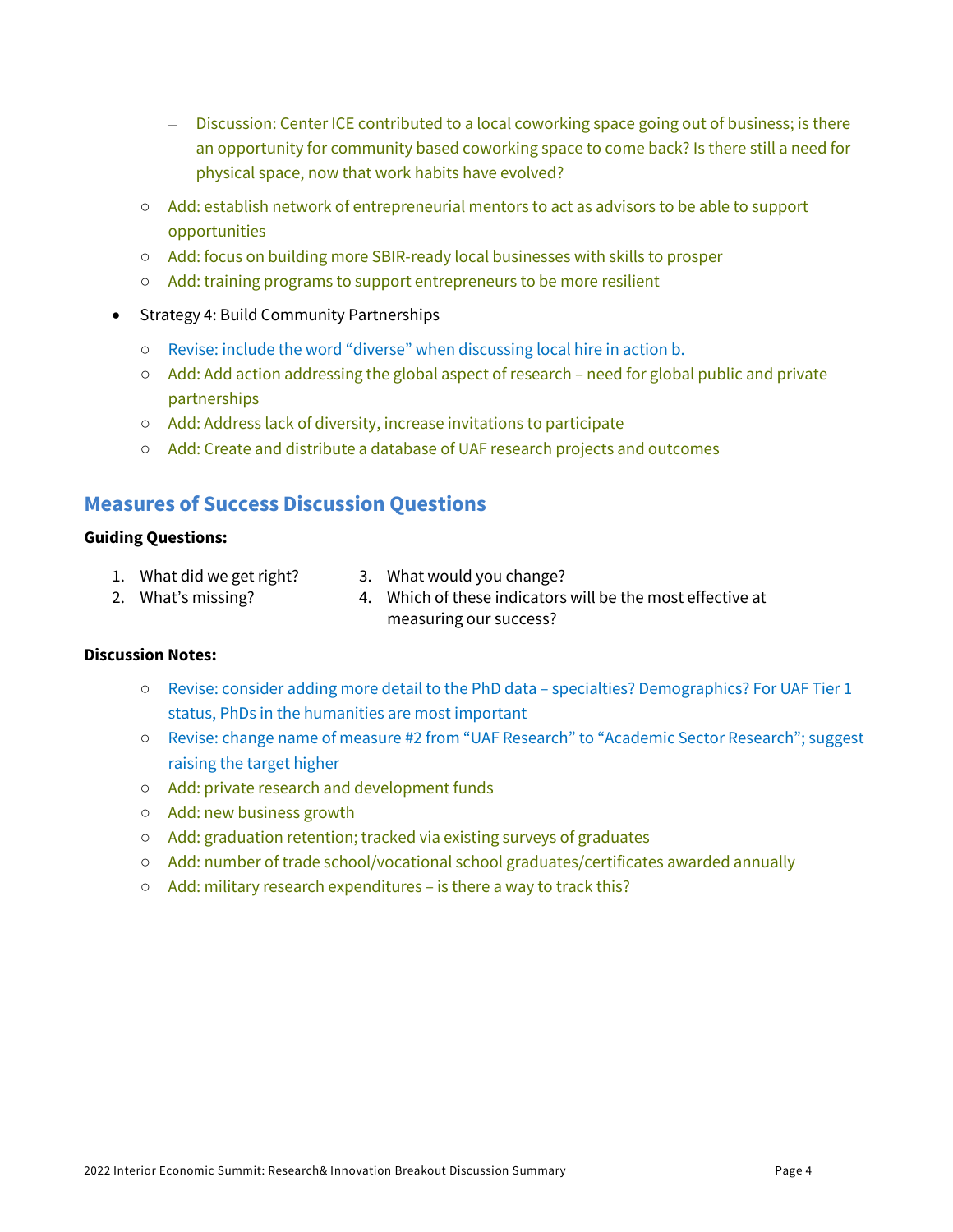- Discussion: Center ICE contributed to a local coworking space going out of business; is there an opportunity for community based coworking space to come back? Is there still a need for physical space, now that work habits have evolved?
  - Add: establish network of entrepreneurial mentors to act as advisors to be able to support opportunities
  - Add: focus on building more SBIR-ready local businesses with skills to prosper
  - Add: training programs to support entrepreneurs to be more resilient

- Strategy 4: Build Community Partnerships
  - Revise: include the word "diverse" when discussing local hire in action b.
  - Add: Add action addressing the global aspect of research – need for global public and private partnerships
  - Add: Address lack of diversity, increase invitations to participate
  - Add: Create and distribute a database of UAF research projects and outcomes

## Measures of Success Discussion Questions

**Guiding Questions:**

1. What did we get right?
2. What's missing?
3. What would you change?
4. Which of these indicators will be the most effective at measuring our success?

**Discussion Notes:**

- Revise: consider adding more detail to the PhD data – specialties? Demographics? For UAF Tier 1 status, PhDs in the humanities are most important
- Revise: change name of measure #2 from "UAF Research" to "Academic Sector Research"; suggest raising the target higher
- Add: private research and development funds
- Add: new business growth
- Add: graduation retention; tracked via existing surveys of graduates
- Add: number of trade school/vocational school graduates/certificates awarded annually
- Add: military research expenditures – is there a way to track this?